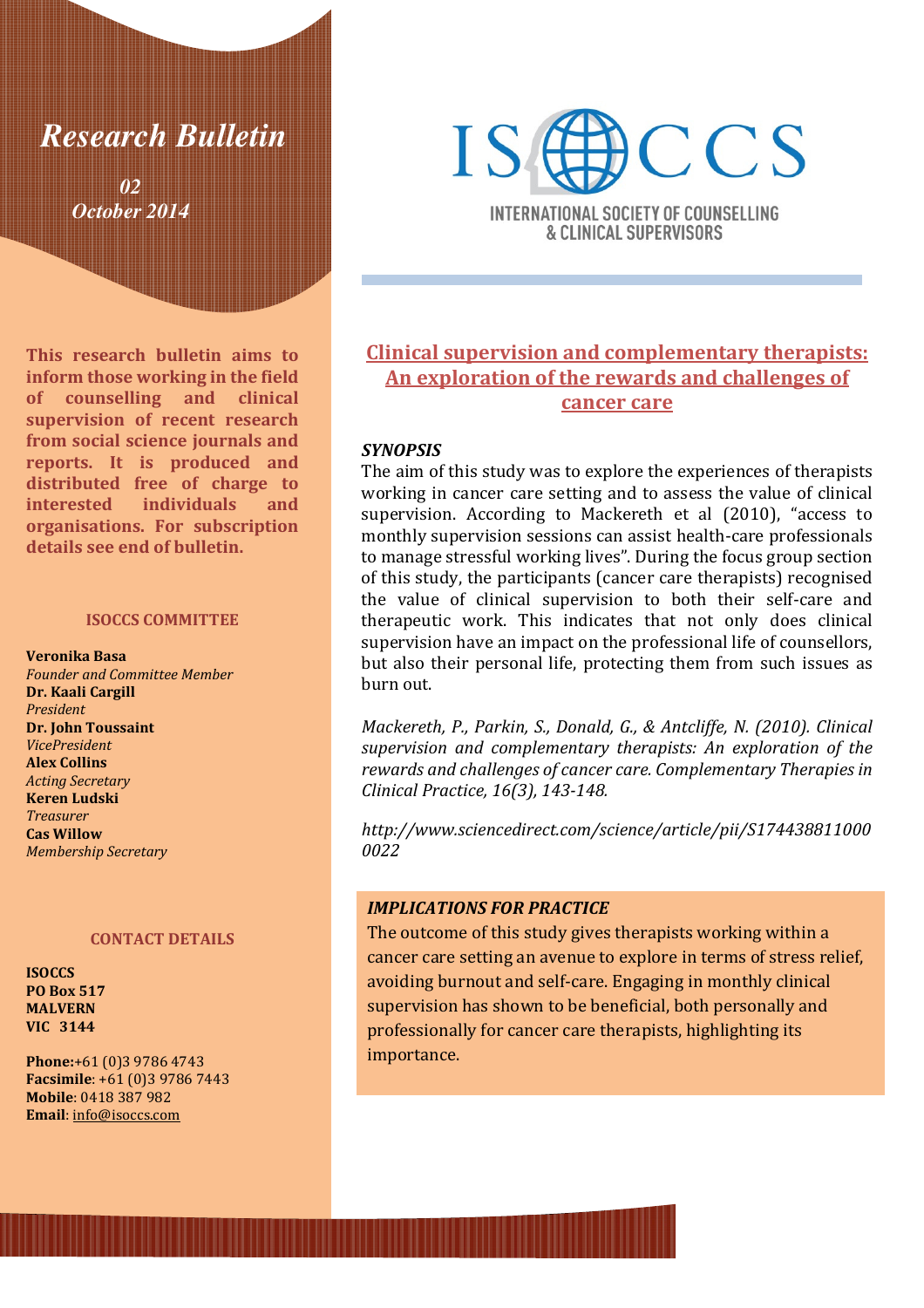# Research Bulletin

*02*
*October 2014*

ISOCCS
INTERNATIONAL SOCIETY OF COUNSELLING & CLINICAL SUPERVISORS

**This research bulletin aims to inform those working in the field of counselling and clinical supervision of recent research from social science journals and reports. It is produced and distributed free of charge to interested individuals and organisations. For subscription details see end of bulletin.**

## Clinical supervision and complementary therapists: An exploration of the rewards and challenges of cancer care

***SYNOPSIS***

The aim of this study was to explore the experiences of therapists working in cancer care setting and to assess the value of clinical supervision. According to Mackereth et al (2010), "access to monthly supervision sessions can assist health-care professionals to manage stressful working lives". During the focus group section of this study, the participants (cancer care therapists) recognised the value of clinical supervision to both their self-care and therapeutic work. This indicates that not only does clinical supervision have an impact on the professional life of counsellors, but also their personal life, protecting them from such issues as burn out.

*Mackereth, P., Parkin, S., Donald, G., & Antcliffe, N. (2010). Clinical supervision and complementary therapists: An exploration of the rewards and challenges of cancer care. Complementary Therapies in Clinical Practice, 16(3), 143-148.*

*http://www.sciencedirect.com/science/article/pii/S1744388110000022*

***IMPLICATIONS FOR PRACTICE***

The outcome of this study gives therapists working within a cancer care setting an avenue to explore in terms of stress relief, avoiding burnout and self-care. Engaging in monthly clinical supervision has shown to be beneficial, both personally and professionally for cancer care therapists, highlighting its importance.

### ISOCCS COMMITTEE

**Veronika Basa**
*Founder and Committee Member*
**Dr. Kaali Cargill**
*President*
**Dr. John Toussaint**
*VicePresident*
**Alex Collins**
*Acting Secretary*
**Keren Ludski**
*Treasurer*
**Cas Willow**
*Membership Secretary*

### CONTACT DETAILS

**ISOCCS**
**PO Box 517**
**MALVERN**
**VIC 3144**

**Phone:**+61 (0)3 9786 4743
**Facsimile**: +61 (0)3 9786 7443
**Mobile**: 0418 387 982
**Email**: info@isoccs.com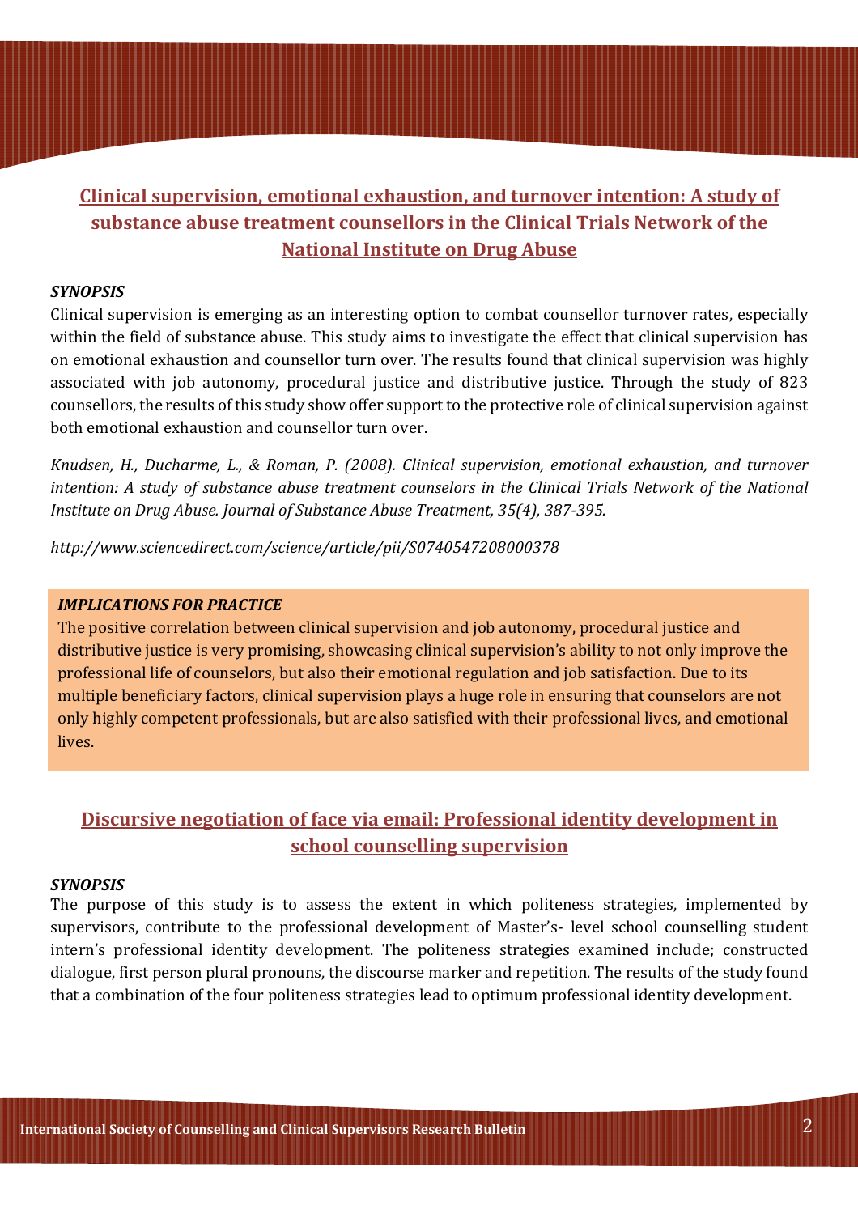## Clinical supervision, emotional exhaustion, and turnover intention: A study of substance abuse treatment counsellors in the Clinical Trials Network of the National Institute on Drug Abuse

***SYNOPSIS***

Clinical supervision is emerging as an interesting option to combat counsellor turnover rates, especially within the field of substance abuse. This study aims to investigate the effect that clinical supervision has on emotional exhaustion and counsellor turn over. The results found that clinical supervision was highly associated with job autonomy, procedural justice and distributive justice. Through the study of 823 counsellors, the results of this study show offer support to the protective role of clinical supervision against both emotional exhaustion and counsellor turn over.

*Knudsen, H., Ducharme, L., & Roman, P. (2008). Clinical supervision, emotional exhaustion, and turnover intention: A study of substance abuse treatment counselors in the Clinical Trials Network of the National Institute on Drug Abuse. Journal of Substance Abuse Treatment, 35(4), 387-395.*

*http://www.sciencedirect.com/science/article/pii/S0740547208000378*

***IMPLICATIONS FOR PRACTICE***

The positive correlation between clinical supervision and job autonomy, procedural justice and distributive justice is very promising, showcasing clinical supervision's ability to not only improve the professional life of counselors, but also their emotional regulation and job satisfaction. Due to its multiple beneficiary factors, clinical supervision plays a huge role in ensuring that counselors are not only highly competent professionals, but are also satisfied with their professional lives, and emotional lives.

## Discursive negotiation of face via email: Professional identity development in school counselling supervision

***SYNOPSIS***

The purpose of this study is to assess the extent in which politeness strategies, implemented by supervisors, contribute to the professional development of Master's- level school counselling student intern's professional identity development. The politeness strategies examined include; constructed dialogue, first person plural pronouns, the discourse marker and repetition. The results of the study found that a combination of the four politeness strategies lead to optimum professional identity development.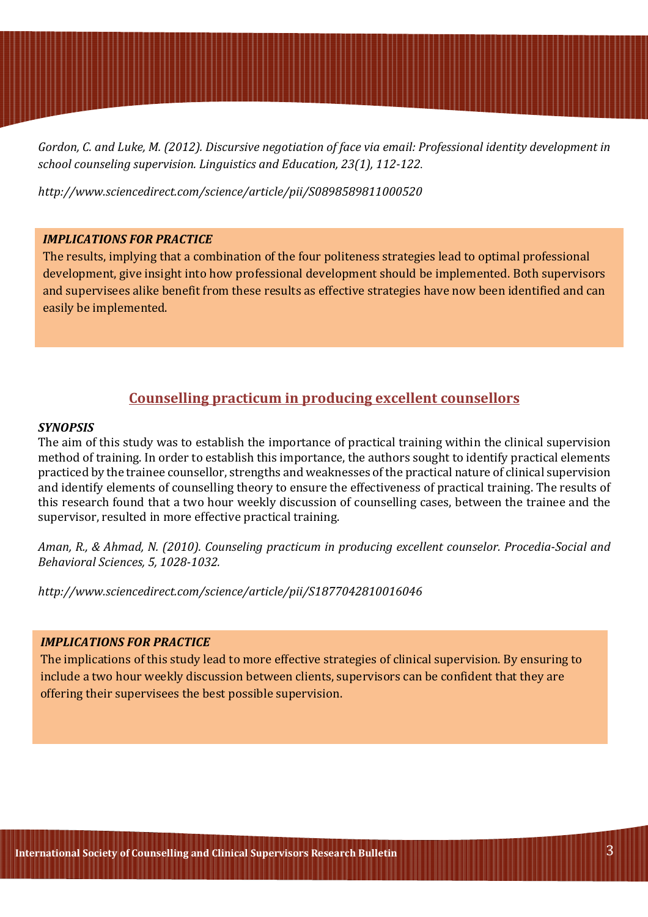*Gordon, C. and Luke, M. (2012). Discursive negotiation of face via email: Professional identity development in school counseling supervision. Linguistics and Education, 23(1), 112-122.*

*http://www.sciencedirect.com/science/article/pii/S0898589811000520*

***IMPLICATIONS FOR PRACTICE***

The results, implying that a combination of the four politeness strategies lead to optimal professional development, give insight into how professional development should be implemented. Both supervisors and supervisees alike benefit from these results as effective strategies have now been identified and can easily be implemented.

## Counselling practicum in producing excellent counsellors

***SYNOPSIS***

The aim of this study was to establish the importance of practical training within the clinical supervision method of training. In order to establish this importance, the authors sought to identify practical elements practiced by the trainee counsellor, strengths and weaknesses of the practical nature of clinical supervision and identify elements of counselling theory to ensure the effectiveness of practical training. The results of this research found that a two hour weekly discussion of counselling cases, between the trainee and the supervisor, resulted in more effective practical training.

*Aman, R., & Ahmad, N. (2010). Counseling practicum in producing excellent counselor. Procedia-Social and Behavioral Sciences, 5, 1028-1032.*

*http://www.sciencedirect.com/science/article/pii/S1877042810016046*

***IMPLICATIONS FOR PRACTICE***

The implications of this study lead to more effective strategies of clinical supervision. By ensuring to include a two hour weekly discussion between clients, supervisors can be confident that they are offering their supervisees the best possible supervision.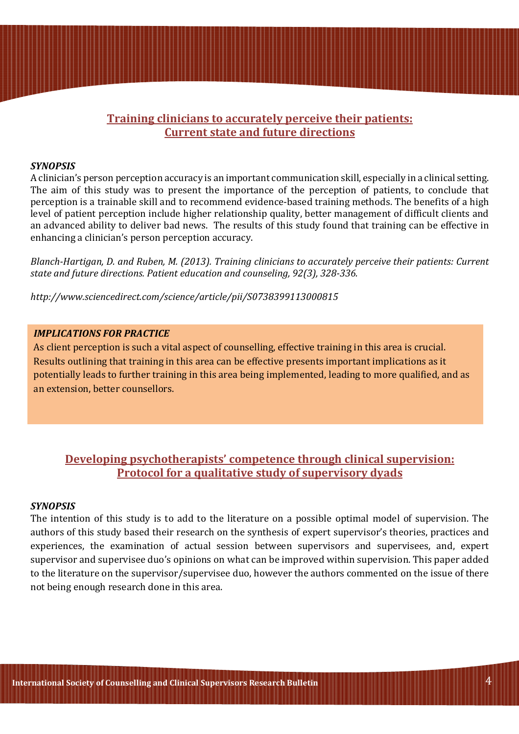## Training clinicians to accurately perceive their patients: Current state and future directions

***SYNOPSIS***

A clinician's person perception accuracy is an important communication skill, especially in a clinical setting. The aim of this study was to present the importance of the perception of patients, to conclude that perception is a trainable skill and to recommend evidence-based training methods. The benefits of a high level of patient perception include higher relationship quality, better management of difficult clients and an advanced ability to deliver bad news. The results of this study found that training can be effective in enhancing a clinician's person perception accuracy.

*Blanch-Hartigan, D. and Ruben, M. (2013). Training clinicians to accurately perceive their patients: Current state and future directions. Patient education and counseling, 92(3), 328-336.*

*http://www.sciencedirect.com/science/article/pii/S0738399113000815*

***IMPLICATIONS FOR PRACTICE***

As client perception is such a vital aspect of counselling, effective training in this area is crucial. Results outlining that training in this area can be effective presents important implications as it potentially leads to further training in this area being implemented, leading to more qualified, and as an extension, better counsellors.

## Developing psychotherapists' competence through clinical supervision: Protocol for a qualitative study of supervisory dyads

***SYNOPSIS***

The intention of this study is to add to the literature on a possible optimal model of supervision. The authors of this study based their research on the synthesis of expert supervisor's theories, practices and experiences, the examination of actual session between supervisors and supervisees, and, expert supervisor and supervisee duo's opinions on what can be improved within supervision. This paper added to the literature on the supervisor/supervisee duo, however the authors commented on the issue of there not being enough research done in this area.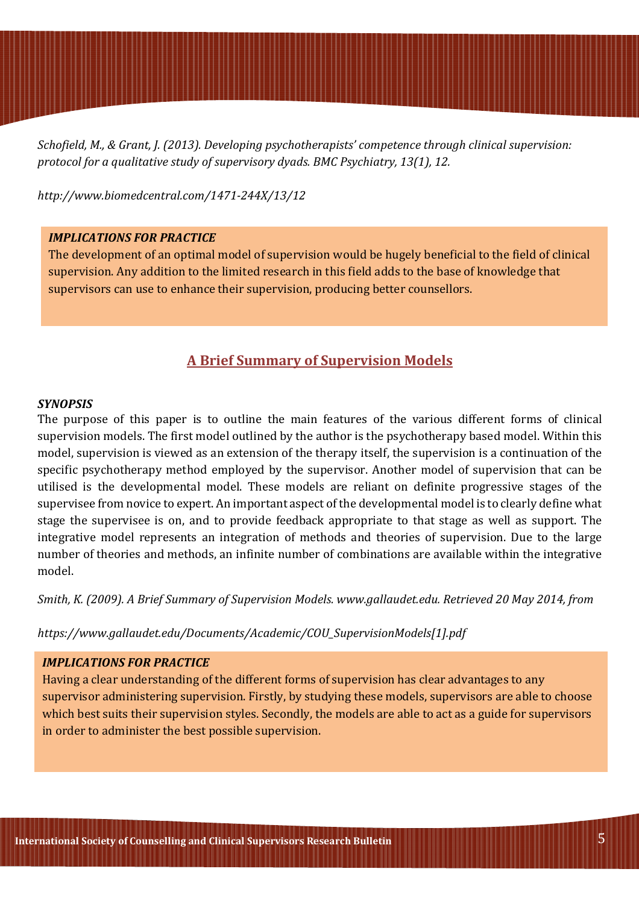*Schofield, M., & Grant, J. (2013). Developing psychotherapists' competence through clinical supervision: protocol for a qualitative study of supervisory dyads. BMC Psychiatry, 13(1), 12.*

*http://www.biomedcentral.com/1471-244X/13/12*

***IMPLICATIONS FOR PRACTICE***

The development of an optimal model of supervision would be hugely beneficial to the field of clinical supervision. Any addition to the limited research in this field adds to the base of knowledge that supervisors can use to enhance their supervision, producing better counsellors.

## A Brief Summary of Supervision Models

***SYNOPSIS***

The purpose of this paper is to outline the main features of the various different forms of clinical supervision models. The first model outlined by the author is the psychotherapy based model. Within this model, supervision is viewed as an extension of the therapy itself, the supervision is a continuation of the specific psychotherapy method employed by the supervisor. Another model of supervision that can be utilised is the developmental model. These models are reliant on definite progressive stages of the supervisee from novice to expert. An important aspect of the developmental model is to clearly define what stage the supervisee is on, and to provide feedback appropriate to that stage as well as support. The integrative model represents an integration of methods and theories of supervision. Due to the large number of theories and methods, an infinite number of combinations are available within the integrative model.

*Smith, K. (2009). A Brief Summary of Supervision Models. www.gallaudet.edu. Retrieved 20 May 2014, from*

*https://www.gallaudet.edu/Documents/Academic/COU_SupervisionModels[1].pdf*

***IMPLICATIONS FOR PRACTICE***

Having a clear understanding of the different forms of supervision has clear advantages to any supervisor administering supervision. Firstly, by studying these models, supervisors are able to choose which best suits their supervision styles. Secondly, the models are able to act as a guide for supervisors in order to administer the best possible supervision.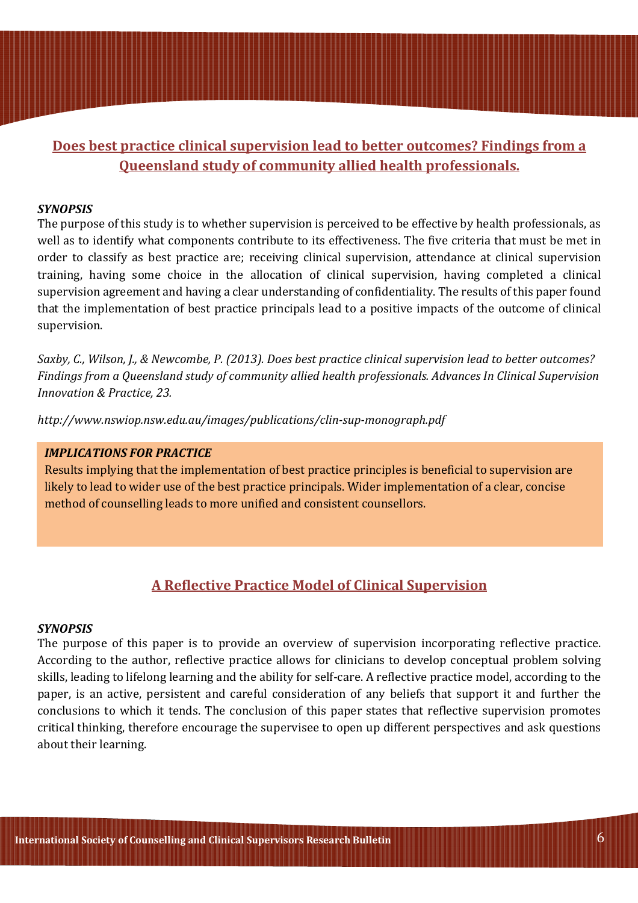## Does best practice clinical supervision lead to better outcomes? Findings from a Queensland study of community allied health professionals.

***SYNOPSIS***

The purpose of this study is to whether supervision is perceived to be effective by health professionals, as well as to identify what components contribute to its effectiveness. The five criteria that must be met in order to classify as best practice are; receiving clinical supervision, attendance at clinical supervision training, having some choice in the allocation of clinical supervision, having completed a clinical supervision agreement and having a clear understanding of confidentiality. The results of this paper found that the implementation of best practice principals lead to a positive impacts of the outcome of clinical supervision.

*Saxby, C., Wilson, J., & Newcombe, P. (2013). Does best practice clinical supervision lead to better outcomes? Findings from a Queensland study of community allied health professionals. Advances In Clinical Supervision Innovation & Practice, 23.*

*http://www.nswiop.nsw.edu.au/images/publications/clin-sup-monograph.pdf*

***IMPLICATIONS FOR PRACTICE***

Results implying that the implementation of best practice principles is beneficial to supervision are likely to lead to wider use of the best practice principals. Wider implementation of a clear, concise method of counselling leads to more unified and consistent counsellors.

## A Reflective Practice Model of Clinical Supervision

***SYNOPSIS***

The purpose of this paper is to provide an overview of supervision incorporating reflective practice. According to the author, reflective practice allows for clinicians to develop conceptual problem solving skills, leading to lifelong learning and the ability for self-care. A reflective practice model, according to the paper, is an active, persistent and careful consideration of any beliefs that support it and further the conclusions to which it tends. The conclusion of this paper states that reflective supervision promotes critical thinking, therefore encourage the supervisee to open up different perspectives and ask questions about their learning.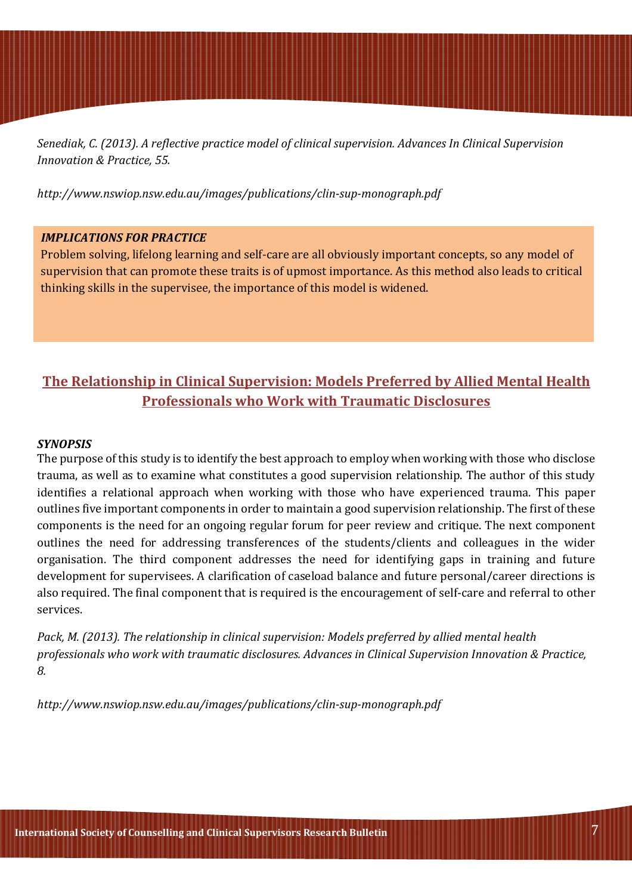*Senediak, C. (2013). A reflective practice model of clinical supervision. Advances In Clinical Supervision Innovation & Practice, 55.*

*http://www.nswiop.nsw.edu.au/images/publications/clin-sup-monograph.pdf*

***IMPLICATIONS FOR PRACTICE***

Problem solving, lifelong learning and self-care are all obviously important concepts, so any model of supervision that can promote these traits is of upmost importance. As this method also leads to critical thinking skills in the supervisee, the importance of this model is widened.

## The Relationship in Clinical Supervision: Models Preferred by Allied Mental Health Professionals who Work with Traumatic Disclosures

***SYNOPSIS***

The purpose of this study is to identify the best approach to employ when working with those who disclose trauma, as well as to examine what constitutes a good supervision relationship. The author of this study identifies a relational approach when working with those who have experienced trauma. This paper outlines five important components in order to maintain a good supervision relationship. The first of these components is the need for an ongoing regular forum for peer review and critique. The next component outlines the need for addressing transferences of the students/clients and colleagues in the wider organisation. The third component addresses the need for identifying gaps in training and future development for supervisees. A clarification of caseload balance and future personal/career directions is also required. The final component that is required is the encouragement of self-care and referral to other services.

*Pack, M. (2013). The relationship in clinical supervision: Models preferred by allied mental health professionals who work with traumatic disclosures. Advances in Clinical Supervision Innovation & Practice, 8.*

*http://www.nswiop.nsw.edu.au/images/publications/clin-sup-monograph.pdf*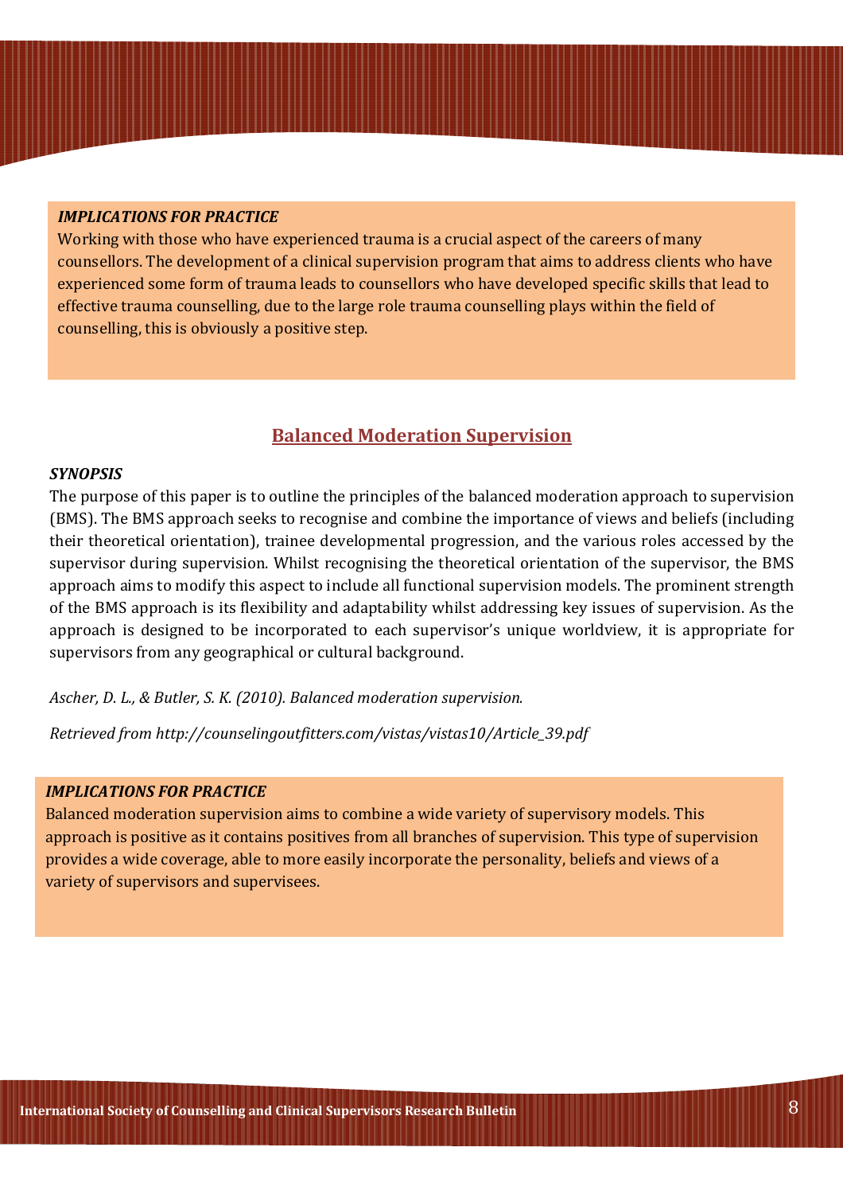***IMPLICATIONS FOR PRACTICE***

Working with those who have experienced trauma is a crucial aspect of the careers of many counsellors. The development of a clinical supervision program that aims to address clients who have experienced some form of trauma leads to counsellors who have developed specific skills that lead to effective trauma counselling, due to the large role trauma counselling plays within the field of counselling, this is obviously a positive step.

## Balanced Moderation Supervision

***SYNOPSIS***

The purpose of this paper is to outline the principles of the balanced moderation approach to supervision (BMS). The BMS approach seeks to recognise and combine the importance of views and beliefs (including their theoretical orientation), trainee developmental progression, and the various roles accessed by the supervisor during supervision. Whilst recognising the theoretical orientation of the supervisor, the BMS approach aims to modify this aspect to include all functional supervision models. The prominent strength of the BMS approach is its flexibility and adaptability whilst addressing key issues of supervision. As the approach is designed to be incorporated to each supervisor's unique worldview, it is appropriate for supervisors from any geographical or cultural background.

*Ascher, D. L., & Butler, S. K. (2010). Balanced moderation supervision.*

*Retrieved from http://counselingoutfitters.com/vistas/vistas10/Article_39.pdf*

***IMPLICATIONS FOR PRACTICE***

Balanced moderation supervision aims to combine a wide variety of supervisory models. This approach is positive as it contains positives from all branches of supervision. This type of supervision provides a wide coverage, able to more easily incorporate the personality, beliefs and views of a variety of supervisors and supervisees.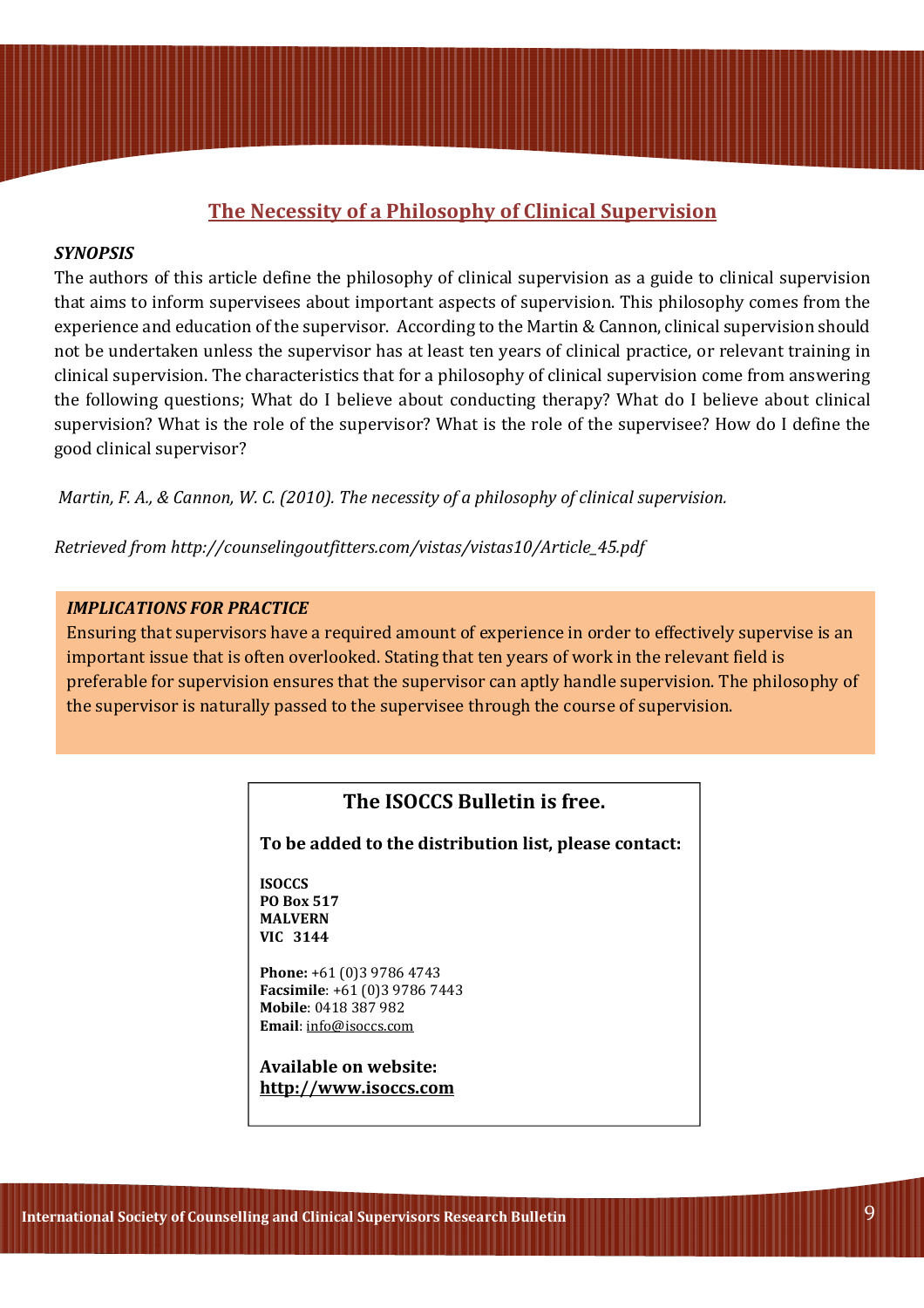## The Necessity of a Philosophy of Clinical Supervision

***SYNOPSIS***

The authors of this article define the philosophy of clinical supervision as a guide to clinical supervision that aims to inform supervisees about important aspects of supervision. This philosophy comes from the experience and education of the supervisor. According to the Martin & Cannon, clinical supervision should not be undertaken unless the supervisor has at least ten years of clinical practice, or relevant training in clinical supervision. The characteristics that for a philosophy of clinical supervision come from answering the following questions; What do I believe about conducting therapy? What do I believe about clinical supervision? What is the role of the supervisor? What is the role of the supervisee? How do I define the good clinical supervisor?

*Martin, F. A., & Cannon, W. C. (2010). The necessity of a philosophy of clinical supervision.*

*Retrieved from http://counselingoutfitters.com/vistas/vistas10/Article_45.pdf*

***IMPLICATIONS FOR PRACTICE***

Ensuring that supervisors have a required amount of experience in order to effectively supervise is an important issue that is often overlooked. Stating that ten years of work in the relevant field is preferable for supervision ensures that the supervisor can aptly handle supervision. The philosophy of the supervisor is naturally passed to the supervisee through the course of supervision.

**The ISOCCS Bulletin is free.**

**To be added to the distribution list, please contact:**

**ISOCCS**
**PO Box 517**
**MALVERN**
**VIC 3144**

**Phone:** +61 (0)3 9786 4743
**Facsimile**: +61 (0)3 9786 7443
**Mobile**: 0418 387 982
**Email**: info@isoccs.com

**Available on website:**
**http://www.isoccs.com**